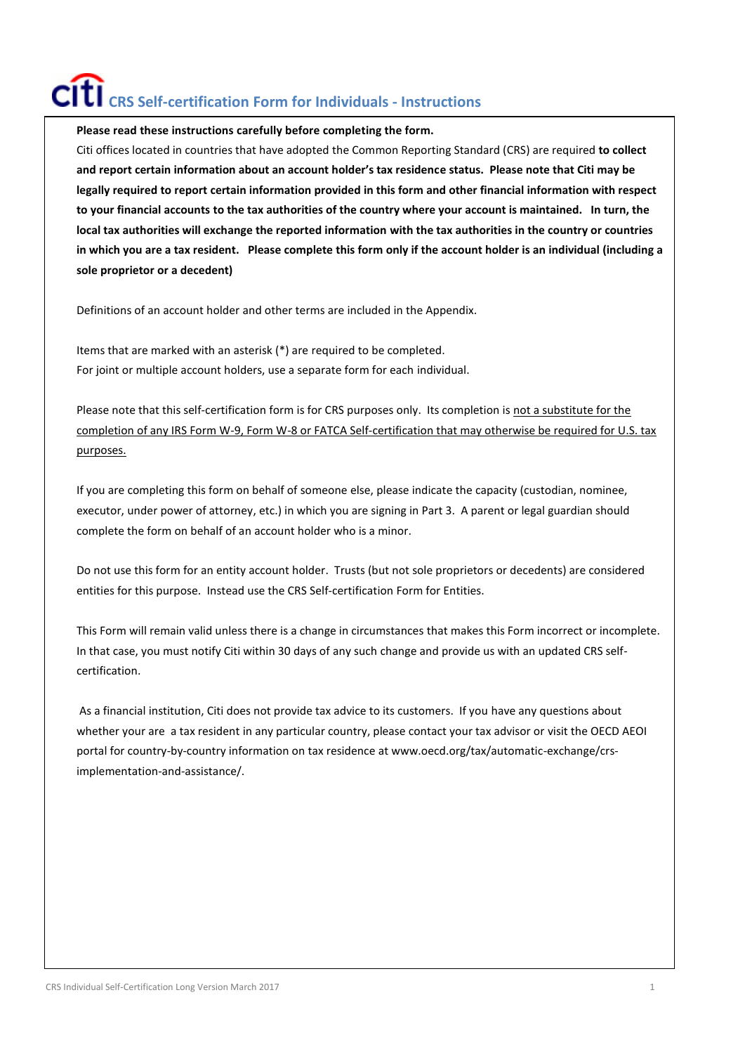# citi CRS Self-certification Form for Individuals - Instructions

**Please read these instructions carefully before completing the form.**

Citi offices located in countries that have adopted the Common Reporting Standard (CRS) are required **to collect and report certain information about an account holder's tax residence status. Please note that Citi may be legally required to report certain information provided in this form and other financial information with respect to your financial accounts to the tax authorities of the country where your account is maintained. In turn, the local tax authorities will exchange the reported information with the tax authorities in the country or countries in which you are a tax resident. Please complete this form only if the account holder is an individual (including a sole proprietor or a decedent)**

Definitions of an account holder and other terms are included in the Appendix.

Items that are marked with an asterisk (*) are required to be completed.
For joint or multiple account holders, use a separate form for each individual.

Please note that this self-certification form is for CRS purposes only. Its completion is not a substitute for the completion of any IRS Form W-9, Form W-8 or FATCA Self-certification that may otherwise be required for U.S. tax purposes.

If you are completing this form on behalf of someone else, please indicate the capacity (custodian, nominee, executor, under power of attorney, etc.) in which you are signing in Part 3. A parent or legal guardian should complete the form on behalf of an account holder who is a minor.

Do not use this form for an entity account holder. Trusts (but not sole proprietors or decedents) are considered entities for this purpose. Instead use the CRS Self-certification Form for Entities.

This Form will remain valid unless there is a change in circumstances that makes this Form incorrect or incomplete. In that case, you must notify Citi within 30 days of any such change and provide us with an updated CRS self-certification.

As a financial institution, Citi does not provide tax advice to its customers. If you have any questions about whether your are a tax resident in any particular country, please contact your tax advisor or visit the OECD AEOI portal for country-by-country information on tax residence at www.oecd.org/tax/automatic-exchange/crs-implementation-and-assistance/.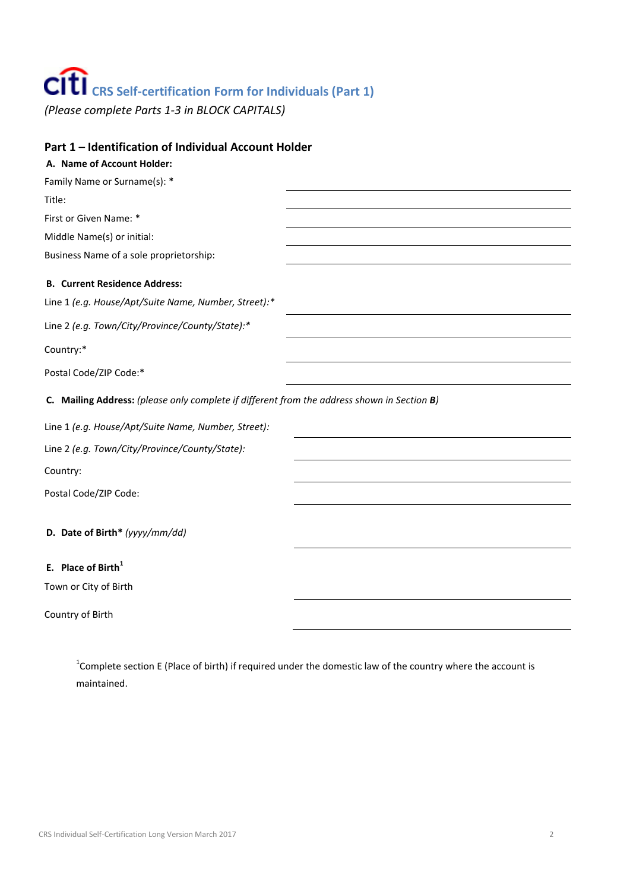# CRS Self-certification Form for Individuals (Part 1)

*(Please complete Parts 1-3 in BLOCK CAPITALS)*

## Part 1 – Identification of Individual Account Holder

**A. Name of Account Holder:**

Family Name or Surname(s): * \_\_\_\_\_\_\_\_\_\_\_\_\_\_\_\_\_\_\_\_\_\_\_\_\_\_\_\_\_\_

Title: \_\_\_\_\_\_\_\_\_\_\_\_\_\_\_\_\_\_\_\_\_\_\_\_\_\_\_\_\_\_

First or Given Name: * \_\_\_\_\_\_\_\_\_\_\_\_\_\_\_\_\_\_\_\_\_\_\_\_\_\_\_\_\_\_

Middle Name(s) or initial: \_\_\_\_\_\_\_\_\_\_\_\_\_\_\_\_\_\_\_\_\_\_\_\_\_\_\_\_\_\_

Business Name of a sole proprietorship: \_\_\_\_\_\_\_\_\_\_\_\_\_\_\_\_\_\_\_\_\_\_\_\_\_\_\_\_\_\_

**B. Current Residence Address:**

Line 1 *(e.g. House/Apt/Suite Name, Number, Street):** \_\_\_\_\_\_\_\_\_\_\_\_\_\_\_\_\_\_\_\_\_\_\_\_\_\_\_\_\_\_

Line 2 *(e.g. Town/City/Province/County/State):** \_\_\_\_\_\_\_\_\_\_\_\_\_\_\_\_\_\_\_\_\_\_\_\_\_\_\_\_\_\_

Country:* \_\_\_\_\_\_\_\_\_\_\_\_\_\_\_\_\_\_\_\_\_\_\_\_\_\_\_\_\_\_

Postal Code/ZIP Code:* \_\_\_\_\_\_\_\_\_\_\_\_\_\_\_\_\_\_\_\_\_\_\_\_\_\_\_\_\_\_

**C. Mailing Address:** *(please only complete if different from the address shown in Section **B**)*

Line 1 *(e.g. House/Apt/Suite Name, Number, Street):* \_\_\_\_\_\_\_\_\_\_\_\_\_\_\_\_\_\_\_\_\_\_\_\_\_\_\_\_\_\_

Line 2 *(e.g. Town/City/Province/County/State):* \_\_\_\_\_\_\_\_\_\_\_\_\_\_\_\_\_\_\_\_\_\_\_\_\_\_\_\_\_\_

Country: \_\_\_\_\_\_\_\_\_\_\_\_\_\_\_\_\_\_\_\_\_\_\_\_\_\_\_\_\_\_

Postal Code/ZIP Code: \_\_\_\_\_\_\_\_\_\_\_\_\_\_\_\_\_\_\_\_\_\_\_\_\_\_\_\_\_\_

**D. Date of Birth*** *(yyyy/mm/dd)* \_\_\_\_\_\_\_\_\_\_\_\_\_\_\_\_\_\_\_\_\_\_\_\_\_\_\_\_\_\_

**E. Place of Birth**[1]

Town or City of Birth \_\_\_\_\_\_\_\_\_\_\_\_\_\_\_\_\_\_\_\_\_\_\_\_\_\_\_\_\_\_

Country of Birth \_\_\_\_\_\_\_\_\_\_\_\_\_\_\_\_\_\_\_\_\_\_\_\_\_\_\_\_\_\_

[1]Complete section E (Place of birth) if required under the domestic law of the country where the account is maintained.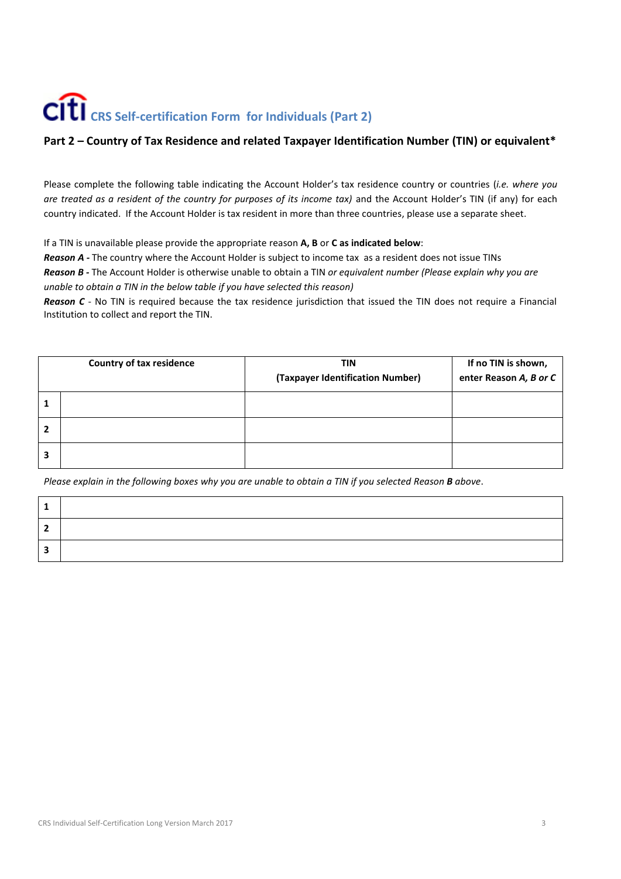# CRS Self-certification Form for Individuals (Part 2)

## Part 2 – Country of Tax Residence and related Taxpayer Identification Number (TIN) or equivalent*

Please complete the following table indicating the Account Holder's tax residence country or countries (*i.e. where you are treated as a resident of the country for purposes of its income tax)* and the Account Holder's TIN (if any) for each country indicated. If the Account Holder is tax resident in more than three countries, please use a separate sheet.

If a TIN is unavailable please provide the appropriate reason **A, B** or **C as indicated below**:

***Reason A -*** The country where the Account Holder is subject to income tax as a resident does not issue TINs

***Reason B -*** The Account Holder is otherwise unable to obtain a TIN *or equivalent number (Please explain why you are unable to obtain a TIN in the below table if you have selected this reason)*

***Reason C*** - No TIN is required because the tax residence jurisdiction that issued the TIN does not require a Financial Institution to collect and report the TIN.

| | Country of tax residence | TIN (Taxpayer Identification Number) | If no TIN is shown, enter Reason *A, B or C* |
|---|---|---|---|
| **1** | | | |
| **2** | | | |
| **3** | | | |

*Please explain in the following boxes why you are unable to obtain a TIN if you selected Reason* ***B*** *above*.

| | |
|---|---|
| **1** | |
| **2** | |
| **3** | |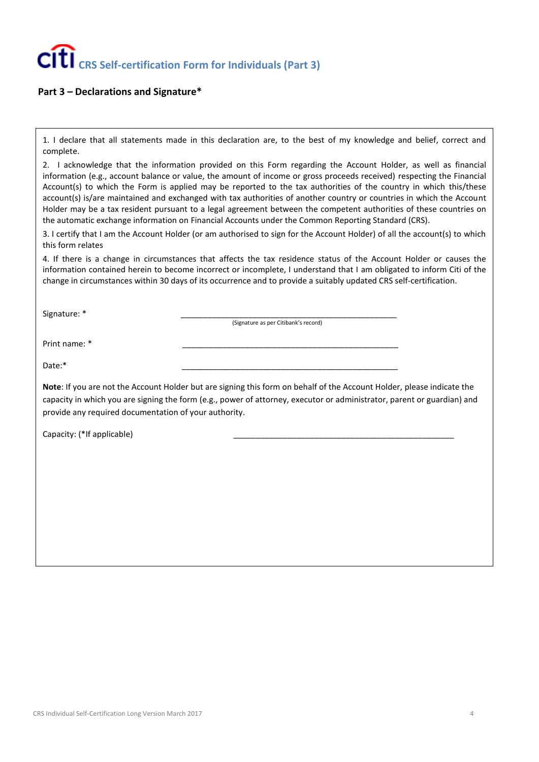# CRS Self-certification Form for Individuals (Part 3)

## Part 3 – Declarations and Signature*

1. I declare that all statements made in this declaration are, to the best of my knowledge and belief, correct and complete.

2. I acknowledge that the information provided on this Form regarding the Account Holder, as well as financial information (e.g., account balance or value, the amount of income or gross proceeds received) respecting the Financial Account(s) to which the Form is applied may be reported to the tax authorities of the country in which this/these account(s) is/are maintained and exchanged with tax authorities of another country or countries in which the Account Holder may be a tax resident pursuant to a legal agreement between the competent authorities of these countries on the automatic exchange information on Financial Accounts under the Common Reporting Standard (CRS).

3. I certify that I am the Account Holder (or am authorised to sign for the Account Holder) of all the account(s) to which this form relates

4. If there is a change in circumstances that affects the tax residence status of the Account Holder or causes the information contained herein to become incorrect or incomplete, I understand that I am obligated to inform Citi of the change in circumstances within 30 days of its occurrence and to provide a suitably updated CRS self-certification.

Signature: * ___________________________________________________
(Signature as per Citibank's record)

Print name: * ___________________________________________________

Date:* ___________________________________________________

**Note**: If you are not the Account Holder but are signing this form on behalf of the Account Holder, please indicate the capacity in which you are signing the form (e.g., power of attorney, executor or administrator, parent or guardian) and provide any required documentation of your authority.

Capacity: (*If applicable) ___________________________________________________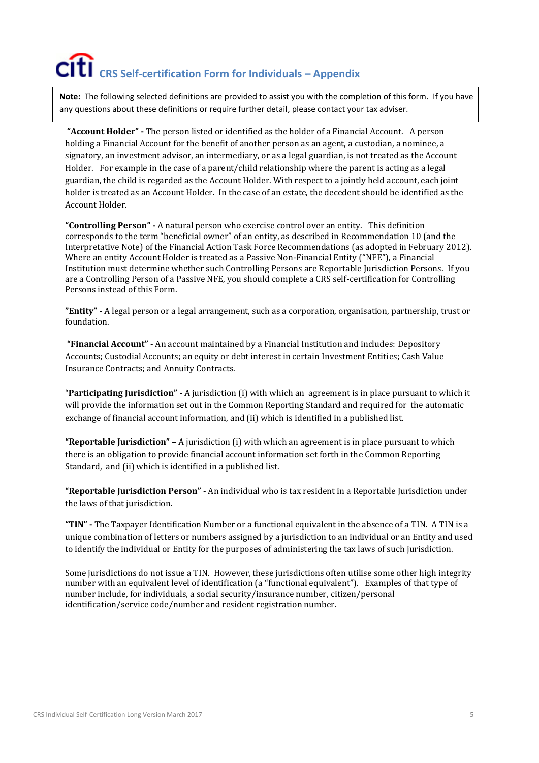# CRS Self-certification Form for Individuals – Appendix

**Note:** The following selected definitions are provided to assist you with the completion of this form. If you have any questions about these definitions or require further detail, please contact your tax adviser.

**"Account Holder" -** The person listed or identified as the holder of a Financial Account. A person holding a Financial Account for the benefit of another person as an agent, a custodian, a nominee, a signatory, an investment advisor, an intermediary, or as a legal guardian, is not treated as the Account Holder. For example in the case of a parent/child relationship where the parent is acting as a legal guardian, the child is regarded as the Account Holder. With respect to a jointly held account, each joint holder is treated as an Account Holder. In the case of an estate, the decedent should be identified as the Account Holder.

**"Controlling Person" -** A natural person who exercise control over an entity. This definition corresponds to the term "beneficial owner" of an entity, as described in Recommendation 10 (and the Interpretative Note) of the Financial Action Task Force Recommendations (as adopted in February 2012). Where an entity Account Holder is treated as a Passive Non-Financial Entity ("NFE"), a Financial Institution must determine whether such Controlling Persons are Reportable Jurisdiction Persons. If you are a Controlling Person of a Passive NFE, you should complete a CRS self-certification for Controlling Persons instead of this Form.

**"Entity" -** A legal person or a legal arrangement, such as a corporation, organisation, partnership, trust or foundation.

**"Financial Account" -** An account maintained by a Financial Institution and includes: Depository Accounts; Custodial Accounts; an equity or debt interest in certain Investment Entities; Cash Value Insurance Contracts; and Annuity Contracts.

"**Participating Jurisdiction" -** A jurisdiction (i) with which an agreement is in place pursuant to which it will provide the information set out in the Common Reporting Standard and required for the automatic exchange of financial account information, and (ii) which is identified in a published list.

**"Reportable Jurisdiction" –** A jurisdiction (i) with which an agreement is in place pursuant to which there is an obligation to provide financial account information set forth in the Common Reporting Standard, and (ii) which is identified in a published list.

**"Reportable Jurisdiction Person" -** An individual who is tax resident in a Reportable Jurisdiction under the laws of that jurisdiction.

**"TIN" -** The Taxpayer Identification Number or a functional equivalent in the absence of a TIN. A TIN is a unique combination of letters or numbers assigned by a jurisdiction to an individual or an Entity and used to identify the individual or Entity for the purposes of administering the tax laws of such jurisdiction.

Some jurisdictions do not issue a TIN. However, these jurisdictions often utilise some other high integrity number with an equivalent level of identification (a "functional equivalent"). Examples of that type of number include, for individuals, a social security/insurance number, citizen/personal identification/service code/number and resident registration number.